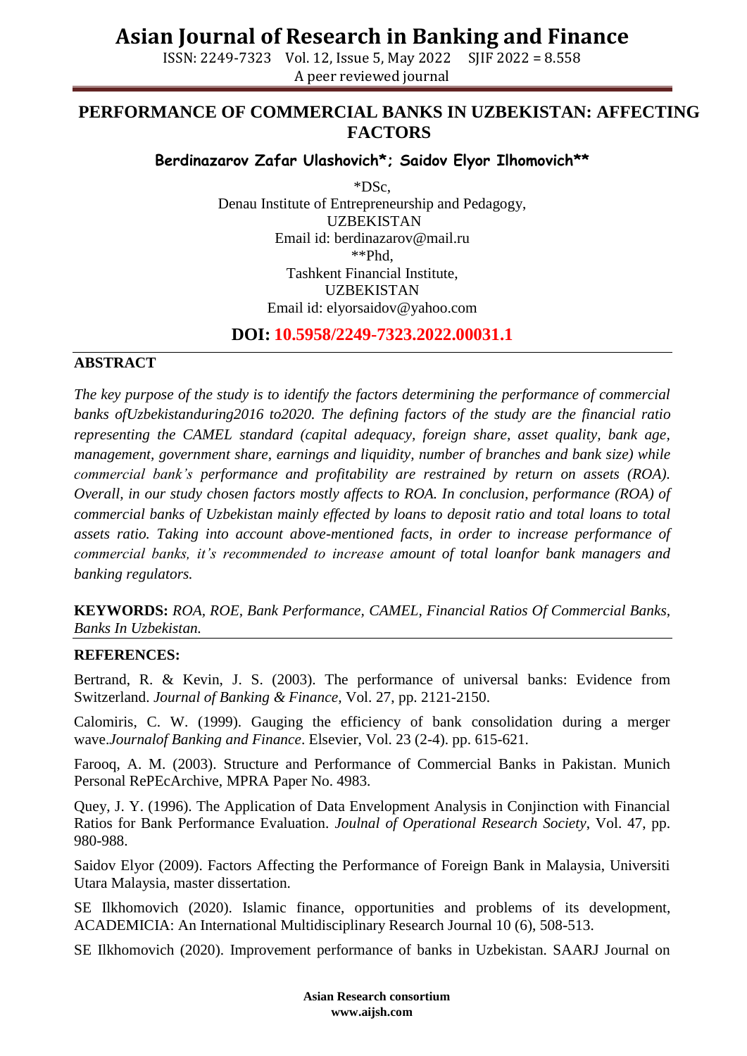# PERFORMANCE OF COMMERCIAL BANKS IN UZBEKISTAN: AFFECTING FACTORS

**Berdinazarov Zafar Ulashovich*; Saidov Elyor Ilhomovich****

*DSc,
Denau Institute of Entrepreneurship and Pedagogy,
UZBEKISTAN
Email id: berdinazarov@mail.ru

**Phd,
Tashkent Financial Institute,
UZBEKISTAN
Email id: elyorsaidov@yahoo.com

**DOI: 10.5958/2249-7323.2022.00031.1**

## ABSTRACT

*The key purpose of the study is to identify the factors determining the performance of commercial banks ofUzbekistanduring2016 to2020. The defining factors of the study are the financial ratio representing the CAMEL standard (capital adequacy, foreign share, asset quality, bank age, management, government share, earnings and liquidity, number of branches and bank size) while commercial bank's performance and profitability are restrained by return on assets (ROA). Overall, in our study chosen factors mostly affects to ROA. In conclusion, performance (ROA) of commercial banks of Uzbekistan mainly effected by loans to deposit ratio and total loans to total assets ratio. Taking into account above-mentioned facts, in order to increase performance of commercial banks, it's recommended to increase amount of total loanfor bank managers and banking regulators.*

**KEYWORDS:** *ROA, ROE, Bank Performance, CAMEL, Financial Ratios Of Commercial Banks, Banks In Uzbekistan.*

## REFERENCES:

Bertrand, R. & Kevin, J. S. (2003). The performance of universal banks: Evidence from Switzerland. *Journal of Banking & Finance*, Vol. 27, pp. 2121-2150.

Calomiris, C. W. (1999). Gauging the efficiency of bank consolidation during a merger wave.*Journalof Banking and Finance*. Elsevier, Vol. 23 (2-4). pp. 615-621.

Farooq, A. M. (2003). Structure and Performance of Commercial Banks in Pakistan. Munich Personal RePEcArchive, MPRA Paper No. 4983.

Quey, J. Y. (1996). The Application of Data Envelopment Analysis in Conjinction with Financial Ratios for Bank Performance Evaluation. *Joulnal of Operational Research Society*, Vol. 47, pp. 980-988.

Saidov Elyor (2009). Factors Affecting the Performance of Foreign Bank in Malaysia, Universiti Utara Malaysia, master dissertation.

SE Ilkhomovich (2020). Islamic finance, opportunities and problems of its development, ACADEMICIA: An International Multidisciplinary Research Journal 10 (6), 508-513.

SE Ilkhomovich (2020). Improvement performance of banks in Uzbekistan. SAARJ Journal on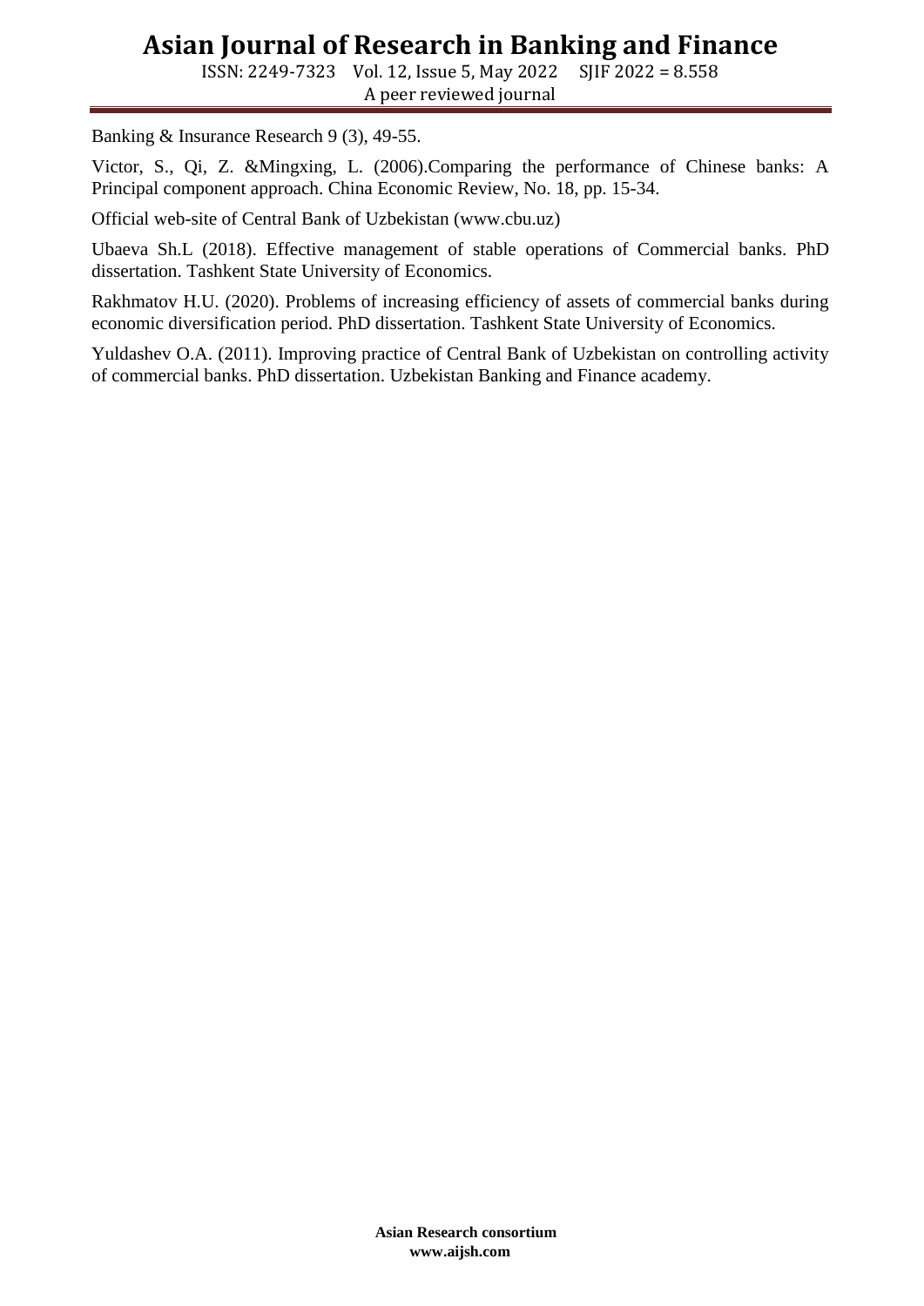Banking & Insurance Research 9 (3), 49-55.

Victor, S., Qi, Z. &Mingxing, L. (2006).Comparing the performance of Chinese banks: A Principal component approach. China Economic Review, No. 18, pp. 15-34.

Official web-site of Central Bank of Uzbekistan (www.cbu.uz)

Ubaeva Sh.L (2018). Effective management of stable operations of Commercial banks. PhD dissertation. Tashkent State University of Economics.

Rakhmatov H.U. (2020). Problems of increasing efficiency of assets of commercial banks during economic diversification period. PhD dissertation. Tashkent State University of Economics.

Yuldashev O.A. (2011). Improving practice of Central Bank of Uzbekistan on controlling activity of commercial banks. PhD dissertation. Uzbekistan Banking and Finance academy.